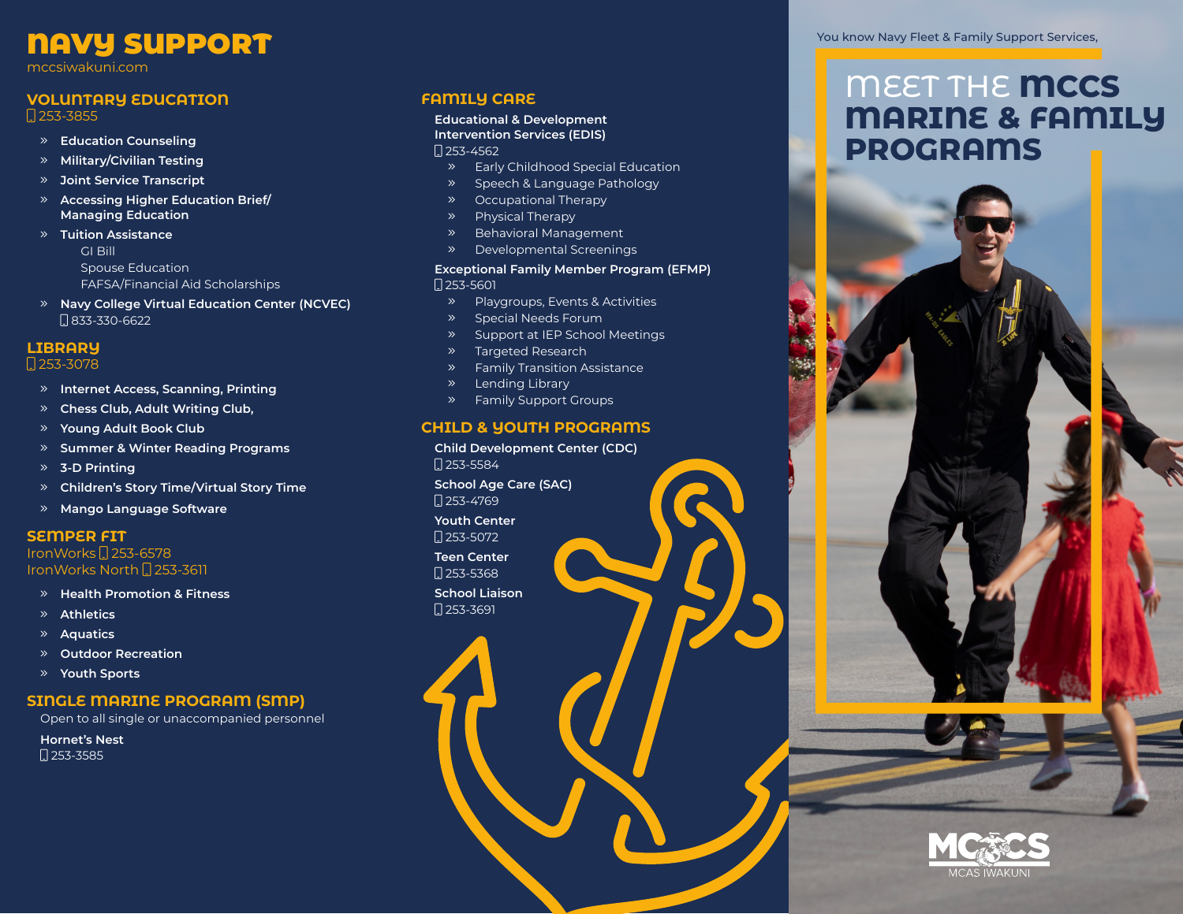# NAVY SUPPORT

mccsiwakuni.com

## VOLUNTARY EDUCATION

253-3855

- Education Counseling
- Military/Civilian Testing
- Joint Service Transcript
- Accessing Higher Education Brief/ Managing Education
- Tuition Assistance
  - GI Bill
  - Spouse Education
  - FAFSA/Financial Aid Scholarships
- Navy College Virtual Education Center (NCVEC)
  833-330-6622

## LIBRARY

253-3078

- Internet Access, Scanning, Printing
- Chess Club, Adult Writing Club,
- Young Adult Book Club
- Summer & Winter Reading Programs
- 3-D Printing
- Children's Story Time/Virtual Story Time
- Mango Language Software

## SEMPER FIT

IronWorks 253-6578
IronWorks North 253-3611

- Health Promotion & Fitness
- Athletics
- Aquatics
- Outdoor Recreation
- Youth Sports

## SINGLE MARINE PROGRAM (SMP)

Open to all single or unaccompanied personnel

**Hornet's Nest**
253-3585

## FAMILY CARE

**Educational & Development Intervention Services (EDIS)**
253-4562

- Early Childhood Special Education
- Speech & Language Pathology
- Occupational Therapy
- Physical Therapy
- Behavioral Management
- Developmental Screenings

**Exceptional Family Member Program (EFMP)**
253-5601

- Playgroups, Events & Activities
- Special Needs Forum
- Support at IEP School Meetings
- Targeted Research
- Family Transition Assistance
- Lending Library
- Family Support Groups

## CHILD & YOUTH PROGRAMS

**Child Development Center (CDC)**
253-5584

**School Age Care (SAC)**
253-4769

**Youth Center**
253-5072

**Teen Center**
253-5368

**School Liaison**
253-3691

You know Navy Fleet & Family Support Services,

# MEET THE MCCS MARINE & FAMILY PROGRAMS

MCCS MCAS IWAKUNI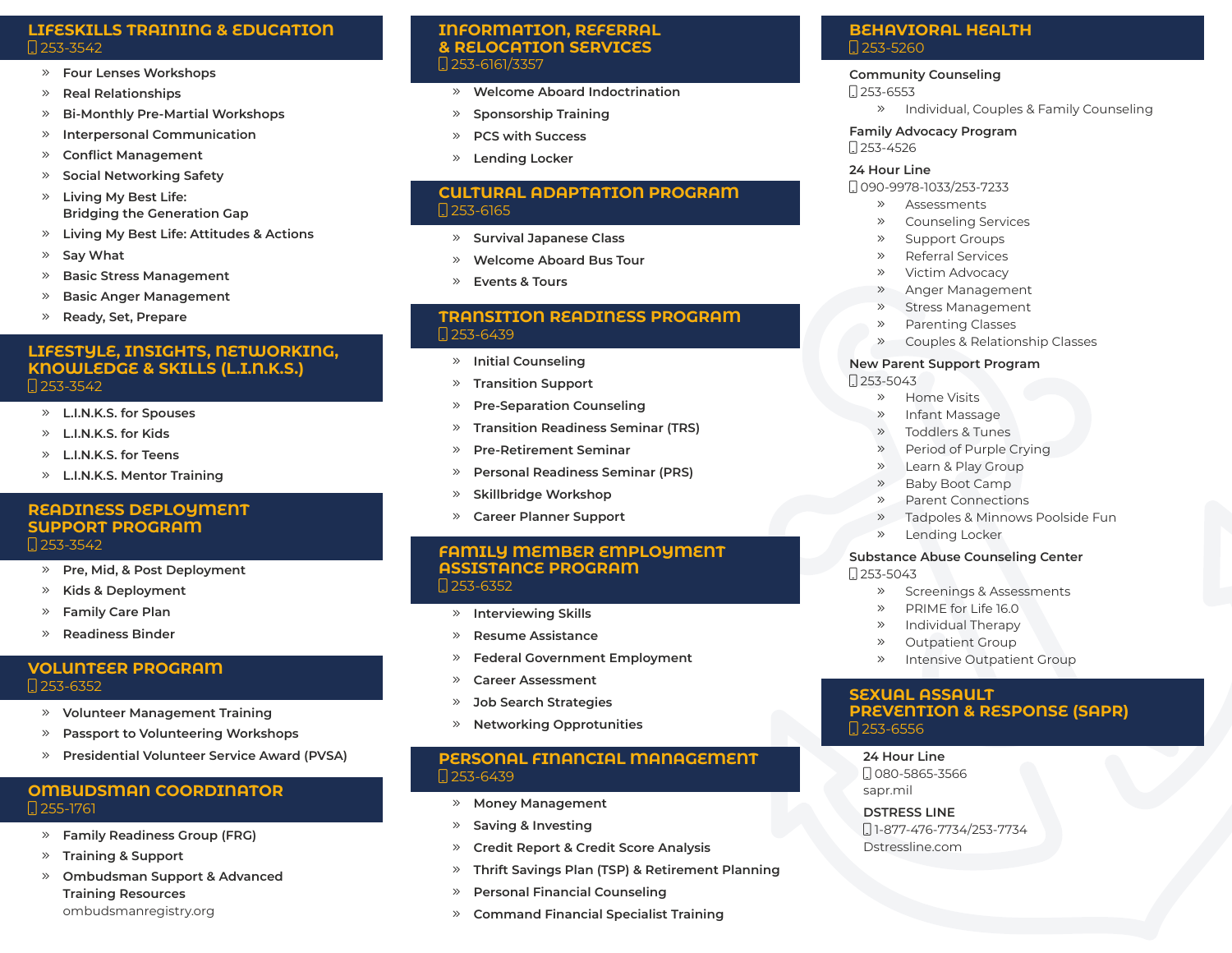## LIFESKILLS TRAINING & EDUCATION
253-3542

- Four Lenses Workshops
- Real Relationships
- Bi-Monthly Pre-Martial Workshops
- Interpersonal Communication
- Conflict Management
- Social Networking Safety
- Living My Best Life: Bridging the Generation Gap
- Living My Best Life: Attitudes & Actions
- Say What
- Basic Stress Management
- Basic Anger Management
- Ready, Set, Prepare

## LIFESTYLE, INSIGHTS, NETWORKING, KNOWLEDGE & SKILLS (L.I.N.K.S.)
253-3542

- L.I.N.K.S. for Spouses
- L.I.N.K.S. for Kids
- L.I.N.K.S. for Teens
- L.I.N.K.S. Mentor Training

## READINESS DEPLOYMENT SUPPORT PROGRAM
253-3542

- Pre, Mid, & Post Deployment
- Kids & Deployment
- Family Care Plan
- Readiness Binder

## VOLUNTEER PROGRAM
253-6352

- Volunteer Management Training
- Passport to Volunteering Workshops
- Presidential Volunteer Service Award (PVSA)

## OMBUDSMAN COORDINATOR
255-1761

- Family Readiness Group (FRG)
- Training & Support
- Ombudsman Support & Advanced Training Resources

ombudsmanregistry.org

## INFORMATION, REFERRAL & RELOCATION SERVICES
253-6161/3357

- Welcome Aboard Indoctrination
- Sponsorship Training
- PCS with Success
- Lending Locker

## CULTURAL ADAPTATION PROGRAM
253-6165

- Survival Japanese Class
- Welcome Aboard Bus Tour
- Events & Tours

## TRANSITION READINESS PROGRAM
253-6439

- Initial Counseling
- Transition Support
- Pre-Separation Counseling
- Transition Readiness Seminar (TRS)
- Pre-Retirement Seminar
- Personal Readiness Seminar (PRS)
- Skillbridge Workshop
- Career Planner Support

## FAMILY MEMBER EMPLOYMENT ASSISTANCE PROGRAM
253-6352

- Interviewing Skills
- Resume Assistance
- Federal Government Employment
- Career Assessment
- Job Search Strategies
- Networking Opprotunities

## PERSONAL FINANCIAL MANAGEMENT
253-6439

- Money Management
- Saving & Investing
- Credit Report & Credit Score Analysis
- Thrift Savings Plan (TSP) & Retirement Planning
- Personal Financial Counseling
- Command Financial Specialist Training

## BEHAVIORAL HEALTH
253-5260

**Community Counseling**
253-6553

- Individual, Couples & Family Counseling

**Family Advocacy Program**
253-4526

**24 Hour Line**
090-9978-1033/253-7233

- Assessments
- Counseling Services
- Support Groups
- Referral Services
- Victim Advocacy
- Anger Management
- Stress Management
- Parenting Classes
- Couples & Relationship Classes

**New Parent Support Program**
253-5043

- Home Visits
- Infant Massage
- Toddlers & Tunes
- Period of Purple Crying
- Learn & Play Group
- Baby Boot Camp
- Parent Connections
- Tadpoles & Minnows Poolside Fun
- Lending Locker

**Substance Abuse Counseling Center**
253-5043

- Screenings & Assessments
- PRIME for Life 16.0
- Individual Therapy
- Outpatient Group
- Intensive Outpatient Group

## SEXUAL ASSAULT PREVENTION & RESPONSE (SAPR)
253-6556

**24 Hour Line**
080-5865-3566
sapr.mil

**DSTRESS LINE**
1-877-476-7734/253-7734
Dstressline.com